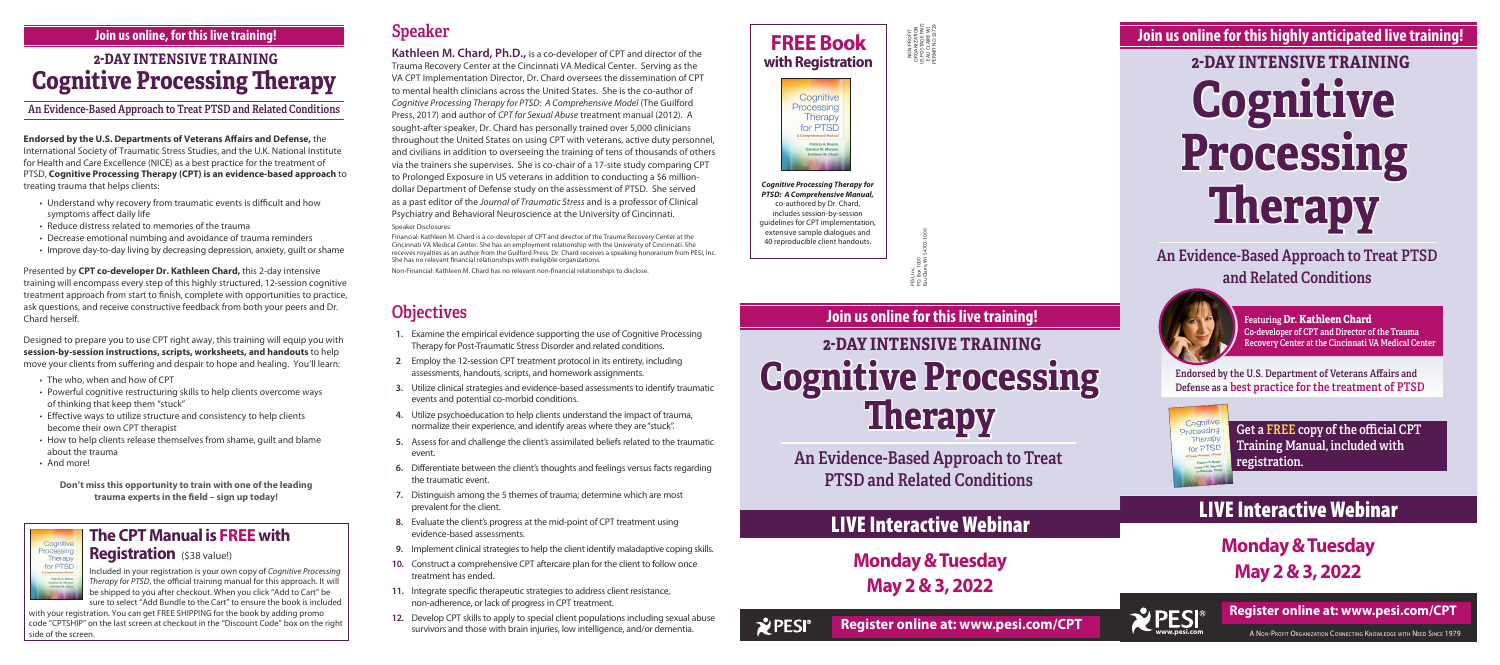**Join us online, for this live training!**

## 2-DAY INTENSIVE TRAINING

# Cognitive Processing Therapy

### An Evidence-Based Approach to Treat PTSD and Related Conditions

**Endorsed by the U.S. Departments of Veterans Affairs and Defense,** the International Society of Traumatic Stress Studies, and the U.K. National Institute for Health and Care Excellence (NICE) as a best practice for the treatment of PTSD, **Cognitive Processing Therapy (CPT) is an evidence-based approach** to treating trauma that helps clients:

- Understand why recovery from traumatic events is difficult and how symptoms affect daily life
- Reduce distress related to memories of the trauma
- Decrease emotional numbing and avoidance of trauma reminders
- Improve day-to-day living by decreasing depression, anxiety, guilt or shame

Presented by **CPT co-developer Dr. Kathleen Chard,** this 2-day intensive training will encompass every step of this highly structured, 12-session cognitive treatment approach from start to finish, complete with opportunities to practice, ask questions, and receive constructive feedback from both your peers and Dr. Chard herself.

Designed to prepare you to use CPT right away, this training will equip you with **session-by-session instructions, scripts, worksheets, and handouts** to help move your clients from suffering and despair to hope and healing. You'll learn:

- The who, when and how of CPT
- Powerful cognitive restructuring skills to help clients overcome ways of thinking that keep them "stuck"
- Effective ways to utilize structure and consistency to help clients become their own CPT therapist
- How to help clients release themselves from shame, guilt and blame about the trauma
- And more!

**Don't miss this opportunity to train with one of the leading trauma experts in the field – sign up today!**

## The CPT Manual is FREE with Registration (\$38 value!)

Included in your registration is your own copy of *Cognitive Processing Therapy for PTSD*, the official training manual for this approach. It will be shipped to you after checkout. When you click "Add to Cart" be sure to select "Add Bundle to the Cart" to ensure the book is included with your registration. You can get FREE SHIPPING for the book by adding promo code "CPTSHIP" on the last screen at checkout in the "Discount Code" box on the right side of the screen.

## Speaker

**Kathleen M. Chard, Ph.D.,** is a co-developer of CPT and director of the Trauma Recovery Center at the Cincinnati VA Medical Center. Serving as the VA CPT Implementation Director, Dr. Chard oversees the dissemination of CPT to mental health clinicians across the United States. She is the co-author of *Cognitive Processing Therapy for PTSD: A Comprehensive Model* (The Guilford Press, 2017) and author of *CPT for Sexual Abuse* treatment manual (2012). A sought-after speaker, Dr. Chard has personally trained over 5,000 clinicians throughout the United States on using CPT with veterans, active duty personnel, and civilians in addition to overseeing the training of tens of thousands of others via the trainers she supervises. She is co-chair of a 17-site study comparing CPT to Prolonged Exposure in US veterans in addition to conducting a \$6 million-dollar Department of Defense study on the assessment of PTSD. She served as a past editor of the *Journal of Traumatic Stress* and is a professor of Clinical Psychiatry and Behavioral Neuroscience at the University of Cincinnati.

Speaker Disclosures:

Financial: Kathleen M. Chard is a co-developer of CPT and director of the Trauma Recovery Center at the Cincinnati VA Medical Center. She has an employment relationship with the University of Cincinnati. She receives royalties as an author from the Guilford Press. Dr. Chard receives a speaking honorarium from PESI, Inc. She has no relevant financial relationships with ineligible organizations.

Non-Financial: Kathleen M. Chard has no relevant non-financial relationships to disclose.

## Objectives

1. Examine the empirical evidence supporting the use of Cognitive Processing Therapy for Post-Traumatic Stress Disorder and related conditions.
2. Employ the 12-session CPT treatment protocol in its entirety, including assessments, handouts, scripts, and homework assignments.
3. Utilize clinical strategies and evidence-based assessments to identify traumatic events and potential co-morbid conditions.
4. Utilize psychoeducation to help clients understand the impact of trauma, normalize their experience, and identify areas where they are "stuck".
5. Assess for and challenge the client's assimilated beliefs related to the traumatic event.
6. Differentiate between the client's thoughts and feelings versus facts regarding the traumatic event.
7. Distinguish among the 5 themes of trauma; determine which are most prevalent for the client.
8. Evaluate the client's progress at the mid-point of CPT treatment using evidence-based assessments.
9. Implement clinical strategies to help the client identify maladaptive coping skills.
10. Construct a comprehensive CPT aftercare plan for the client to follow once treatment has ended.
11. Integrate specific therapeutic strategies to address client resistance, non-adherence, or lack of progress in CPT treatment.
12. Develop CPT skills to apply to special client populations including sexual abuse survivors and those with brain injuries, low intelligence, and/or dementia.

## FREE Book with Registration

*Cognitive Processing Therapy for PTSD: A Comprehensive Manual,* co-authored by Dr. Chard, includes session-by-session guidelines for CPT implementation, extensive sample dialogues and 40 reproducible client handouts.

NON-PROFIT ORGANIZATION U.S. POSTAGE PAID EAU CLAIRE WI PERMIT NO 32729

PESI, Inc. P.O. Box 1000 Eau Claire, WI 54702-1000

**Join us online for this live training!**

## 2-DAY INTENSIVE TRAINING

# Cognitive Processing Therapy

### An Evidence-Based Approach to Treat PTSD and Related Conditions

## LIVE Interactive Webinar

**Monday & Tuesday May 2 & 3, 2022**

PESI

**Register online at: www.pesi.com/CPT**

**Join us online for this highly anticipated live training!**

## 2-DAY INTENSIVE TRAINING

# Cognitive Processing Therapy

### An Evidence-Based Approach to Treat PTSD and Related Conditions

Featuring **Dr. Kathleen Chard**
Co-developer of CPT and Director of the Trauma Recovery Center at the Cincinnati VA Medical Center

Endorsed by the U.S. Department of Veterans Affairs and Defense as a best practice for the treatment of PTSD

Get a FREE copy of the official CPT Training Manual, included with registration.

## LIVE Interactive Webinar

**Monday & Tuesday May 2 & 3, 2022**

PESI® www.pesi.com

**Register online at: www.pesi.com/CPT**

A Non-Profit Organization Connecting Knowledge with Need Since 1979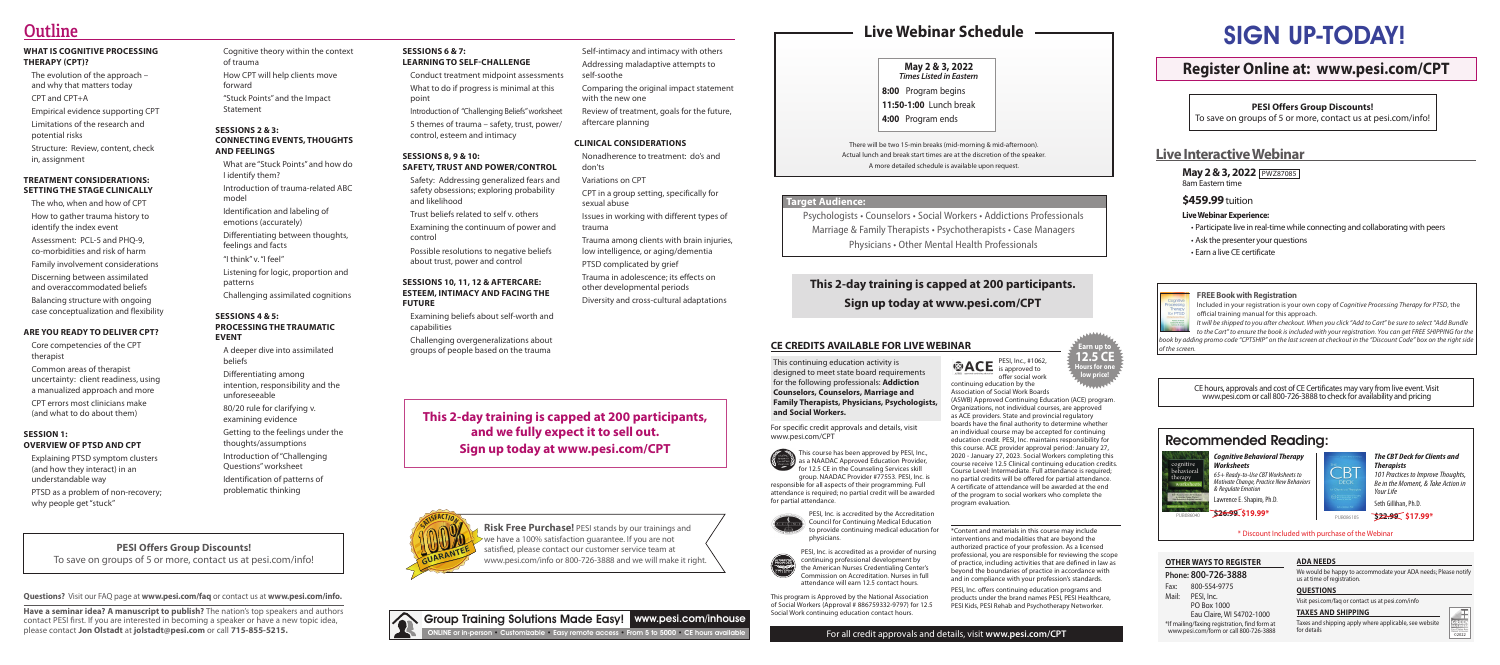# Outline

### WHAT IS COGNITIVE PROCESSING THERAPY (CPT)?

- The evolution of the approach – and why that matters today
- CPT and CPT+A
- Empirical evidence supporting CPT
- Limitations of the research and potential risks
- Structure: Review, content, check in, assignment

### TREATMENT CONSIDERATIONS: SETTING THE STAGE CLINICALLY

- The who, when and how of CPT
- How to gather trauma history to identify the index event
- Assessment: PCL-5 and PHQ-9, co-morbidities and risk of harm
- Family involvement considerations
- Discerning between assimilated and overaccommodated beliefs
- Balancing structure with ongoing case conceptualization and flexibility

### ARE YOU READY TO DELIVER CPT?

- Core competencies of the CPT therapist
- Common areas of therapist uncertainty: client readiness, using a manualized approach and more
- CPT errors most clinicians make (and what to do about them)

### SESSION 1: OVERVIEW OF PTSD AND CPT

- Explaining PTSD symptom clusters (and how they interact) in an understandable way
- PTSD as a problem of non-recovery; why people get "stuck"
- Cognitive theory within the context of trauma
- How CPT will help clients move forward
- "Stuck Points" and the Impact Statement

### SESSIONS 2 & 3: CONNECTING EVENTS, THOUGHTS AND FEELINGS

- What are "Stuck Points" and how do I identify them?
- Introduction of trauma-related ABC model
- Identification and labeling of emotions (accurately)
- Differentiating between thoughts, feelings and facts
- "I think" v. "I feel"
- Listening for logic, proportion and patterns
- Challenging assimilated cognitions

### SESSIONS 4 & 5: PROCESSING THE TRAUMATIC EVENT

- A deeper dive into assimilated beliefs
- Differentiating among intention, responsibility and the unforeseeable
- 80/20 rule for clarifying v. examining evidence
- Getting to the feelings under the thoughts/assumptions
- Introduction of "Challenging Questions" worksheet
- Identification of patterns of problematic thinking

### SESSIONS 6 & 7: LEARNING TO SELF-CHALLENGE

- Conduct treatment midpoint assessments
- What to do if progress is minimal at this point
- Introduction of "Challenging Beliefs" worksheet
- 5 themes of trauma – safety, trust, power/control, esteem and intimacy

### SESSIONS 8, 9 & 10: SAFETY, TRUST AND POWER/CONTROL

- Safety: Addressing generalized fears and safety obsessions; exploring probability and likelihood
- Trust beliefs related to self v. others
- Examining the continuum of power and control
- Possible resolutions to negative beliefs about trust, power and control

### SESSIONS 10, 11, 12 & AFTERCARE: ESTEEM, INTIMACY AND FACING THE FUTURE

- Examining beliefs about self-worth and capabilities
- Challenging overgeneralizations about groups of people based on the trauma
- Self-intimacy and intimacy with others
- Addressing maladaptive attempts to self-soothe
- Comparing the original impact statement with the new one
- Review of treatment, goals for the future, aftercare planning

### CLINICAL CONSIDERATIONS

- Nonadherence to treatment: do's and don'ts
- Variations on CPT
- CPT in a group setting, specifically for sexual abuse
- Issues in working with different types of trauma
- Trauma among clients with brain injuries, low intelligence, or aging/dementia
- PTSD complicated by grief
- Trauma in adolescence; its effects on other developmental periods
- Diversity and cross-cultural adaptations

**This 2-day training is capped at 200 participants, and we fully expect it to sell out. Sign up today at www.pesi.com/CPT**

**PESI Offers Group Discounts!**
To save on groups of 5 or more, contact us at pesi.com/info!

**Questions?** Visit our FAQ page at **www.pesi.com/faq** or contact us at **www.pesi.com/info.**

**Have a seminar idea? A manuscript to publish?** The nation's top speakers and authors contact PESI first. If you are interested in becoming a speaker or have a new topic idea, please contact **Jon Olstadt** at **jolstadt@pesi.com** or call **715-855-5215.**

**Risk Free Purchase!** PESI stands by our trainings and we have a 100% satisfaction guarantee. If you are not satisfied, please contact our customer service team at www.pesi.com/info or 800-726-3888 and we will make it right.

**Group Training Solutions Made Easy!** www.pesi.com/inhouse
ONLINE or in-person • Customizable • Easy remote access • From 5 to 5000 • CE hours available

# Live Webinar Schedule

**May 2 & 3, 2022**
*Times Listed in Eastern*

**8:00** Program begins
**11:50-1:00** Lunch break
**4:00** Program ends

There will be two 15-min breaks (mid-morning & mid-afternoon). Actual lunch and break start times are at the discretion of the speaker. A more detailed schedule is available upon request.

### Target Audience:

Psychologists • Counselors • Social Workers • Addictions Professionals
Marriage & Family Therapists • Psychotherapists • Case Managers
Physicians • Other Mental Health Professionals

**This 2-day training is capped at 200 participants. Sign up today at www.pesi.com/CPT**

### CE CREDITS AVAILABLE FOR LIVE WEBINAR

**Earn up to 12.5 CE Hours for one low price!**

This continuing education activity is designed to meet state board requirements for the following professionals: **Addiction Counselors, Counselors, Marriage and Family Therapists, Physicians, Psychologists, and Social Workers.**

For specific credit approvals and details, visit www.pesi.com/CPT

This course has been approved by PESI, Inc., as a NAADAC Approved Education Provider, for 12.5 CE in the Counseling Services skill group. NAADAC Provider #77553. PESI, Inc. is responsible for all aspects of their programming. Full attendance is required; no partial credit will be awarded for partial attendance.

PESI, Inc. is accredited by the Accreditation Council for Continuing Medical Education to provide continuing medical education for physicians.

PESI, Inc. is accredited as a provider of nursing continuing professional development by the American Nurses Credentialing Center's Commission on Accreditation. Nurses in full attendance will earn 12.5 contact hours.

This program is Approved by the National Association of Social Workers (Approval # 886759332-9797) for 12.5 Social Work continuing education contact hours.

PESI, Inc., #1062, is approved to offer social work continuing education by the Association of Social Work Boards (ASWB) Approved Continuing Education (ACE) program. Organizations, not individual courses, are approved as ACE providers. State and provincial regulatory boards have the final authority to determine whether an individual course may be accepted for continuing education credit. PESI, Inc. maintains responsibility for this course. ACE provider approval period: January 27, 2020 - January 27, 2023. Social Workers completing this course receive 12.5 Clinical continuing education credits. Course Level: Intermediate. Full attendance is required; no partial credits will be offered for partial attendance. A certificate of attendance will be awarded at the end of the program to social workers who complete the program evaluation.

*Content and materials in this course may include interventions and modalities that are beyond the authorized practice of your profession. As a licensed professional, you are responsible for reviewing the scope of practice, including activities that are defined in law as beyond the boundaries of practice in accordance with and in compliance with your profession's standards.

PESI, Inc. offers continuing education programs and products under the brand names PESI, PESI Healthcare, PESI Kids, PESI Rehab and Psychotherapy Networker.

For all credit approvals and details, visit **www.pesi.com/CPT**

# SIGN UP-TODAY!

## Register Online at: www.pesi.com/CPT

**PESI Offers Group Discounts!**
To save on groups of 5 or more, contact us at pesi.com/info!

## Live Interactive Webinar

**May 2 & 3, 2022** PWZ87085
8am Eastern time

**$459.99** tuition

**Live Webinar Experience:**

- Participate live in real-time while connecting and collaborating with peers
- Ask the presenter your questions
- Earn a live CE certificate

**FREE Book with Registration**
Included in your registration is your own copy of *Cognitive Processing Therapy for PTSD*, the official training manual for this approach.
*It will be shipped to you after checkout. When you click "Add to Cart" be sure to select "Add Bundle to the Cart" to ensure the book is included with your registration. You can get FREE SHIPPING for the book by adding promo code "CPTSHIP" on the last screen at checkout in the "Discount Code" box on the right side of the screen.*

CE hours, approvals and cost of CE Certificates may vary from live event. Visit www.pesi.com or call 800-726-3888 to check for availability and pricing

## Recommended Reading:

***Cognitive Behavioral Therapy Worksheets***
*65+ Ready-to-Use CBT Worksheets to Motivate Change, Practice New Behaviors & Regulate Emotion*
Lawrence E. Shapiro, Ph.D.
~~$26.99~~ $19.99*
PUB085040

***The CBT Deck for Clients and Therapists***
*101 Practices to Improve Thoughts, Be in the Moment, & Take Action in Your Life*
Seth Gillihan, Ph.D.
~~$23.99~~ $17.99*
PUB086185

\* Discount Included with purchase of the Webinar

### OTHER WAYS TO REGISTER

**Phone: 800-726-3888**
Fax: 800-554-9775
Mail: PESI, Inc.
PO Box 1000
Eau Claire, WI 54702-1000

*If mailing/faxing registration, find form at www.pesi.com/form or call 800-726-3888

### ADA NEEDS

We would be happy to accommodate your ADA needs; Please notify us at time of registration.

### QUESTIONS

Visit pesi.com/faq or contact us at pesi.com/info

### TAXES AND SHIPPING

Taxes and shipping apply where applicable, see website for details